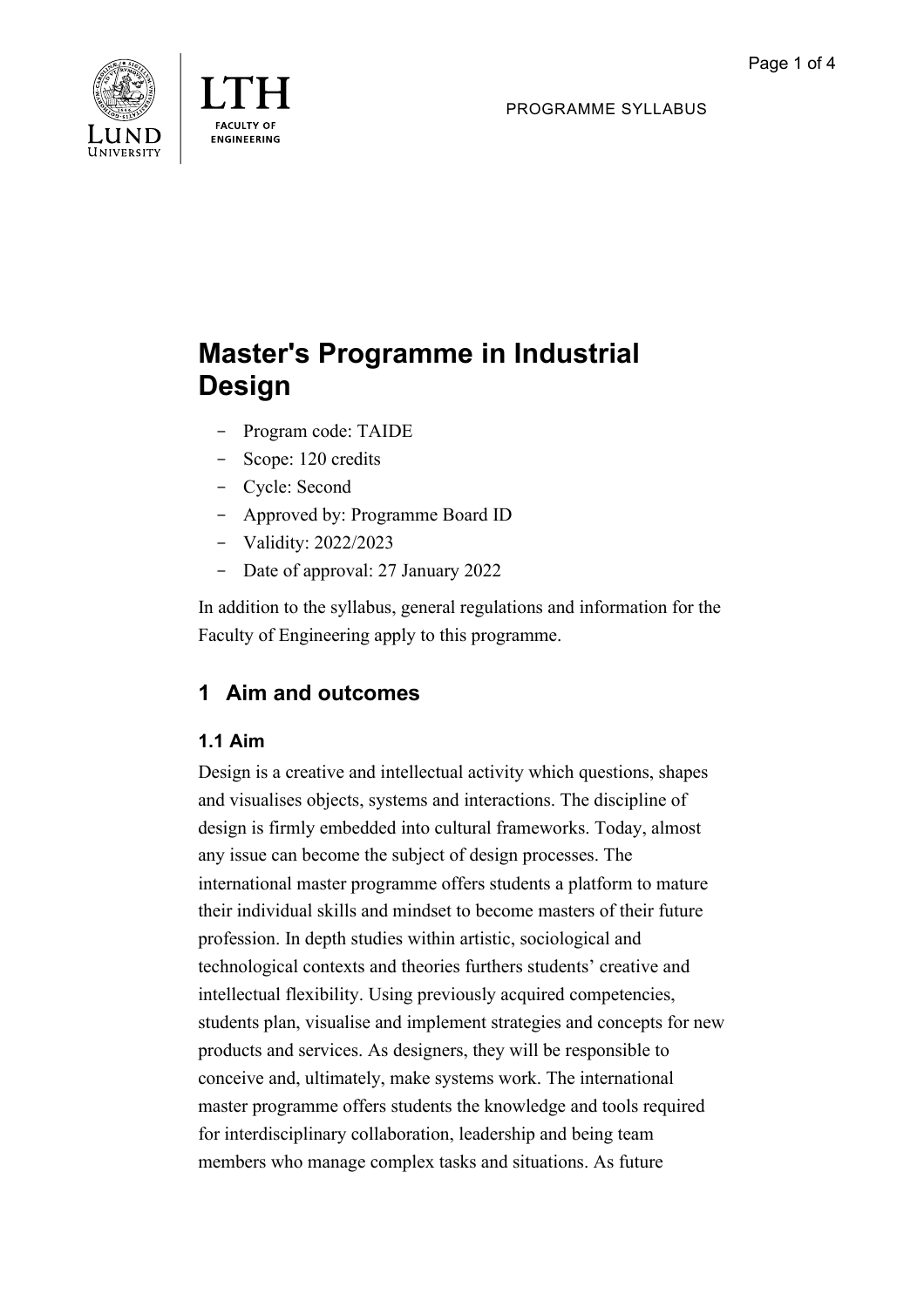# Master's Programme in Industrial Design

- Program code: TAIDE
- Scope: 120 credits
- Cycle: Second
- Approved by: Programme Board ID
- Validity: 2022/2023
- Date of approval: 27 January 2022

In addition to the syllabus, general regulations and information for the Faculty of Engineering apply to this programme.

## 1 Aim and outcomes

### 1.1 Aim

Design is a creative and intellectual activity which questions, shapes and visualises objects, systems and interactions. The discipline of design is firmly embedded into cultural frameworks. Today, almost any issue can become the subject of design processes. The international master programme offers students a platform to mature their individual skills and mindset to become masters of their future profession. In depth studies within artistic, sociological and technological contexts and theories furthers students' creative and intellectual flexibility. Using previously acquired competencies, students plan, visualise and implement strategies and concepts for new products and services. As designers, they will be responsible to conceive and, ultimately, make systems work. The international master programme offers students the knowledge and tools required for interdisciplinary collaboration, leadership and being team members who manage complex tasks and situations. As future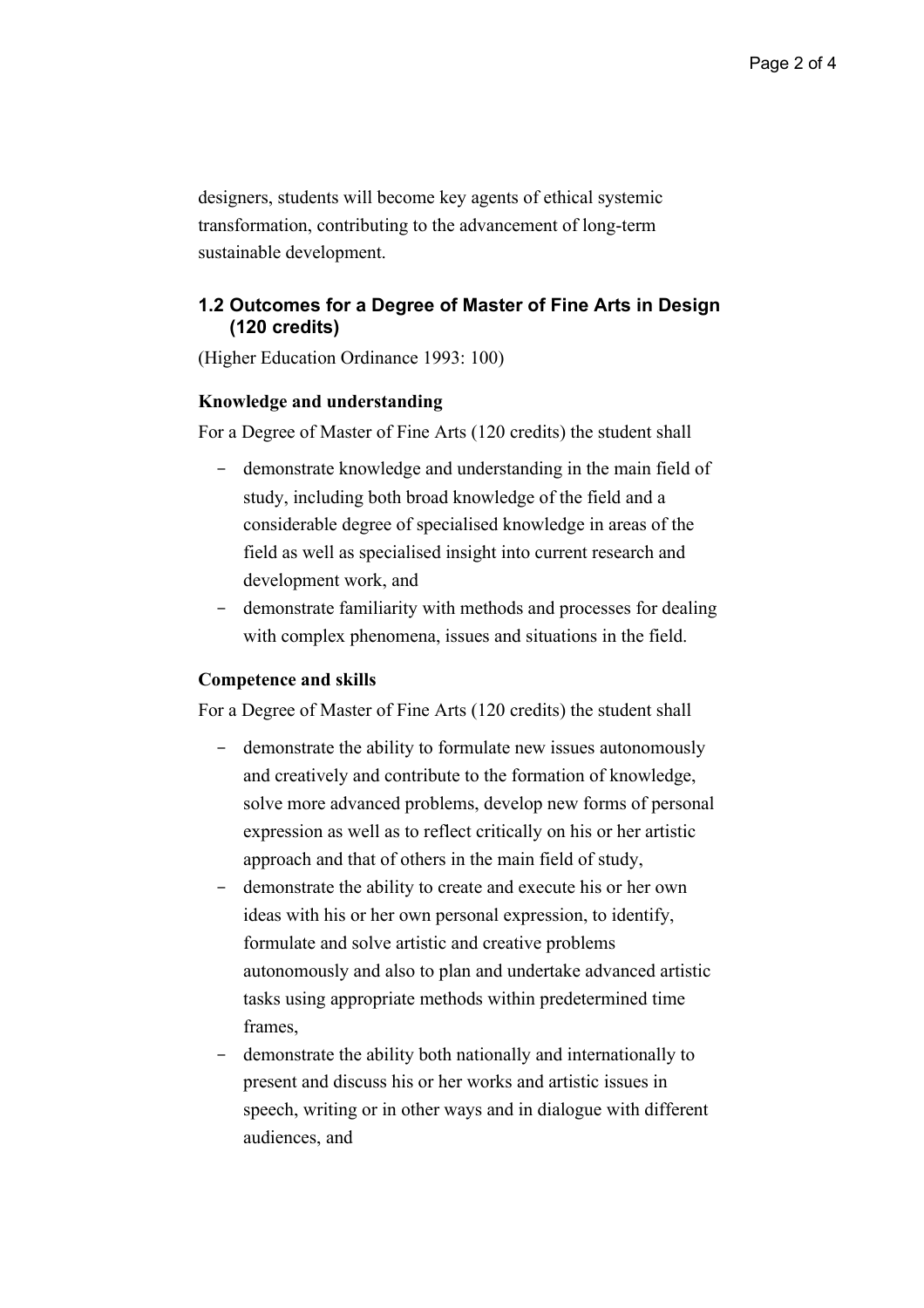designers, students will become key agents of ethical systemic transformation, contributing to the advancement of long-term sustainable development.

### 1.2 Outcomes for a Degree of Master of Fine Arts in Design (120 credits)

(Higher Education Ordinance 1993: 100)

**Knowledge and understanding**

For a Degree of Master of Fine Arts (120 credits) the student shall

- demonstrate knowledge and understanding in the main field of study, including both broad knowledge of the field and a considerable degree of specialised knowledge in areas of the field as well as specialised insight into current research and development work, and
- demonstrate familiarity with methods and processes for dealing with complex phenomena, issues and situations in the field.

**Competence and skills**

For a Degree of Master of Fine Arts (120 credits) the student shall

- demonstrate the ability to formulate new issues autonomously and creatively and contribute to the formation of knowledge, solve more advanced problems, develop new forms of personal expression as well as to reflect critically on his or her artistic approach and that of others in the main field of study,
- demonstrate the ability to create and execute his or her own ideas with his or her own personal expression, to identify, formulate and solve artistic and creative problems autonomously and also to plan and undertake advanced artistic tasks using appropriate methods within predetermined time frames,
- demonstrate the ability both nationally and internationally to present and discuss his or her works and artistic issues in speech, writing or in other ways and in dialogue with different audiences, and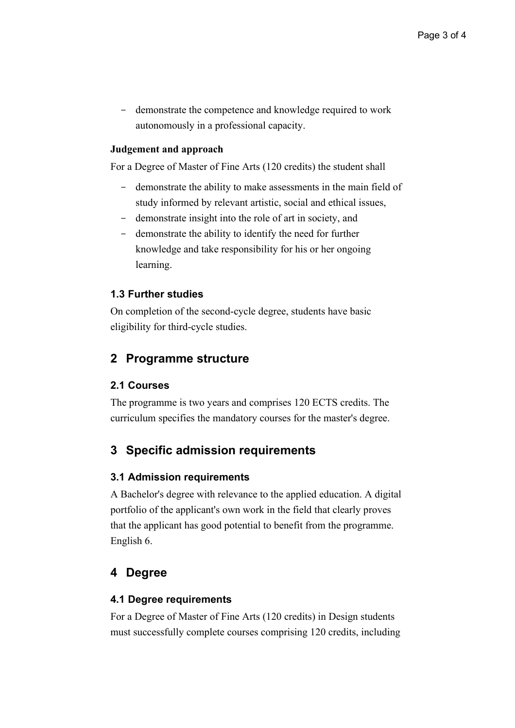- demonstrate the competence and knowledge required to work autonomously in a professional capacity.

**Judgement and approach**

For a Degree of Master of Fine Arts (120 credits) the student shall

- demonstrate the ability to make assessments in the main field of study informed by relevant artistic, social and ethical issues,
- demonstrate insight into the role of art in society, and
- demonstrate the ability to identify the need for further knowledge and take responsibility for his or her ongoing learning.

### 1.3 Further studies

On completion of the second-cycle degree, students have basic eligibility for third-cycle studies.

## 2 Programme structure

### 2.1 Courses

The programme is two years and comprises 120 ECTS credits. The curriculum specifies the mandatory courses for the master's degree.

## 3 Specific admission requirements

### 3.1 Admission requirements

A Bachelor's degree with relevance to the applied education. A digital portfolio of the applicant's own work in the field that clearly proves that the applicant has good potential to benefit from the programme. English 6.

## 4 Degree

### 4.1 Degree requirements

For a Degree of Master of Fine Arts (120 credits) in Design students must successfully complete courses comprising 120 credits, including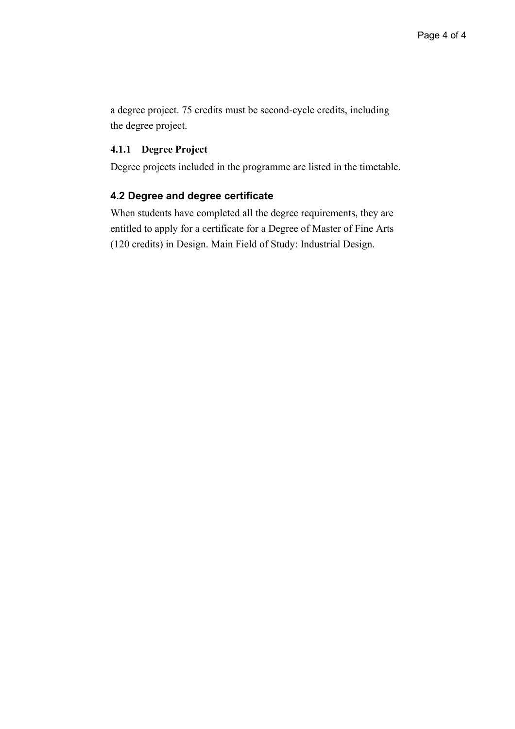a degree project. 75 credits must be second-cycle credits, including the degree project.

#### 4.1.1 Degree Project

Degree projects included in the programme are listed in the timetable.

### 4.2 Degree and degree certificate

When students have completed all the degree requirements, they are entitled to apply for a certificate for a Degree of Master of Fine Arts (120 credits) in Design. Main Field of Study: Industrial Design.